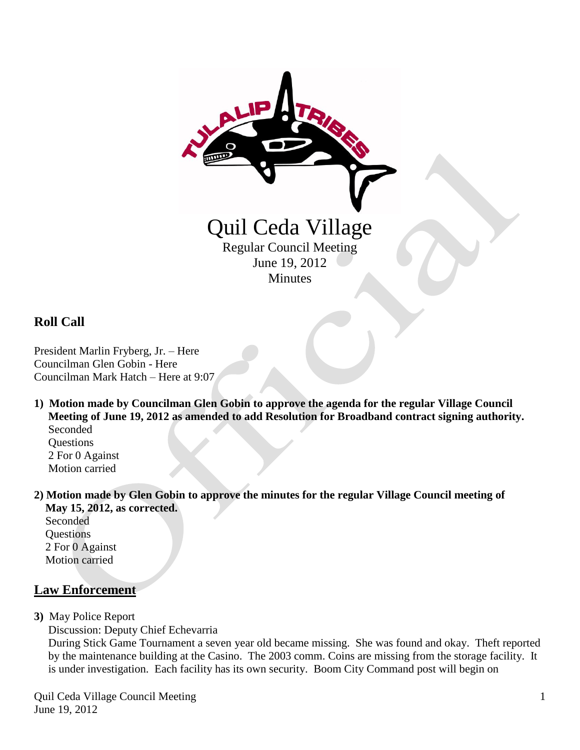# Quil Ceda Village

Regular Council Meeting
June 19, 2012
Minutes

## Roll Call

President Marlin Fryberg, Jr. – Here
Councilman Glen Gobin - Here
Councilman Mark Hatch – Here at 9:07

1) **Motion made by Councilman Glen Gobin to approve the agenda for the regular Village Council Meeting of June 19, 2012 as amended to add Resolution for Broadband contract signing authority.**
   Seconded
   Questions
   2 For 0 Against
   Motion carried

2) **Motion made by Glen Gobin to approve the minutes for the regular Village Council meeting of May 15, 2012, as corrected.**
   Seconded
   Questions
   2 For 0 Against
   Motion carried

## Law Enforcement

3) May Police Report
   Discussion: Deputy Chief Echevarria
   During Stick Game Tournament a seven year old became missing. She was found and okay. Theft reported by the maintenance building at the Casino. The 2003 comm. Coins are missing from the storage facility. It is under investigation. Each facility has its own security. Boom City Command post will begin on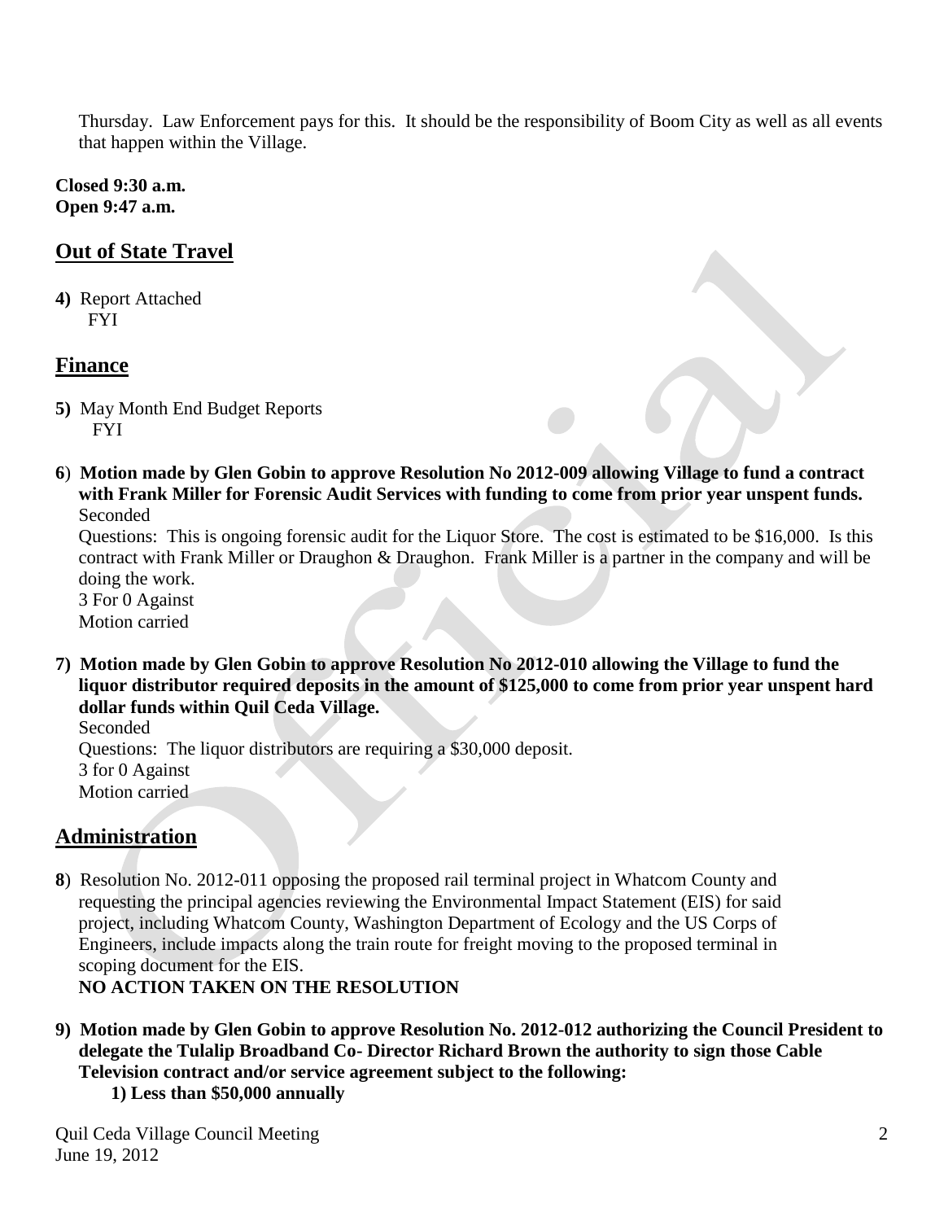Thursday. Law Enforcement pays for this. It should be the responsibility of Boom City as well as all events that happen within the Village.

**Closed 9:30 a.m.**
**Open 9:47 a.m.**

## Out of State Travel

**4)** Report Attached
FYI

## Finance

**5)** May Month End Budget Reports
FYI

**6**) **Motion made by Glen Gobin to approve Resolution No 2012-009 allowing Village to fund a contract with Frank Miller for Forensic Audit Services with funding to come from prior year unspent funds.**
Seconded
Questions: This is ongoing forensic audit for the Liquor Store. The cost is estimated to be $16,000. Is this contract with Frank Miller or Draughon & Draughon. Frank Miller is a partner in the company and will be doing the work.
3 For 0 Against
Motion carried

**7) Motion made by Glen Gobin to approve Resolution No 2012-010 allowing the Village to fund the liquor distributor required deposits in the amount of $125,000 to come from prior year unspent hard dollar funds within Quil Ceda Village.**
Seconded
Questions: The liquor distributors are requiring a $30,000 deposit.
3 for 0 Against
Motion carried

## Administration

**8**) Resolution No. 2012-011 opposing the proposed rail terminal project in Whatcom County and requesting the principal agencies reviewing the Environmental Impact Statement (EIS) for said project, including Whatcom County, Washington Department of Ecology and the US Corps of Engineers, include impacts along the train route for freight moving to the proposed terminal in scoping document for the EIS.
**NO ACTION TAKEN ON THE RESOLUTION**

**9) Motion made by Glen Gobin to approve Resolution No. 2012-012 authorizing the Council President to delegate the Tulalip Broadband Co- Director Richard Brown the authority to sign those Cable Television contract and/or service agreement subject to the following:**
**1) Less than $50,000 annually**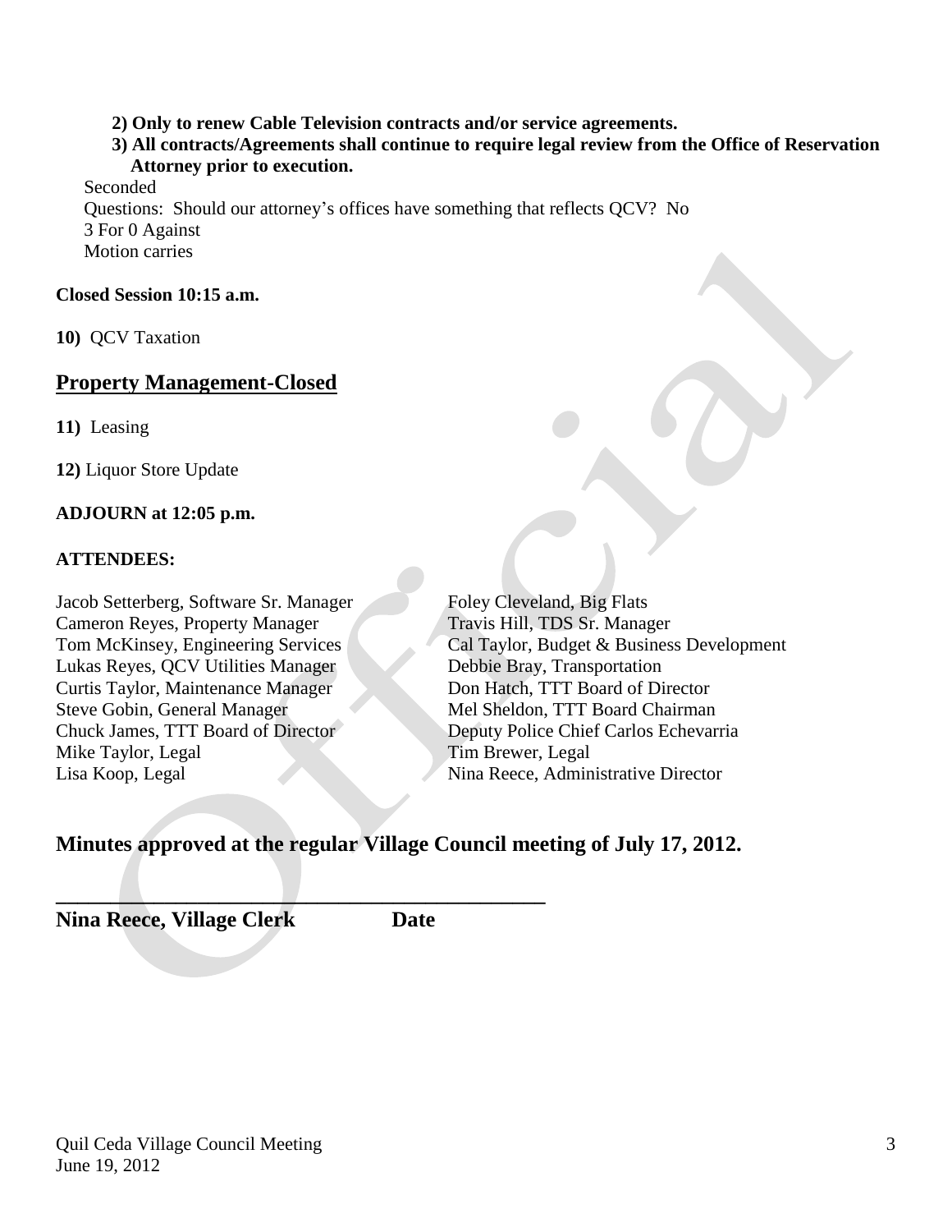**2) Only to renew Cable Television contracts and/or service agreements.**

**3) All contracts/Agreements shall continue to require legal review from the Office of Reservation Attorney prior to execution.**

Seconded

Questions: Should our attorney's offices have something that reflects QCV? No

3 For 0 Against

Motion carries

**Closed Session 10:15 a.m.**

**10)** QCV Taxation

## Property Management-Closed

**11)** Leasing

**12)** Liquor Store Update

**ADJOURN at 12:05 p.m.**

**ATTENDEES:**

Jacob Setterberg, Software Sr. Manager
Cameron Reyes, Property Manager
Tom McKinsey, Engineering Services
Lukas Reyes, QCV Utilities Manager
Curtis Taylor, Maintenance Manager
Steve Gobin, General Manager
Chuck James, TTT Board of Director
Mike Taylor, Legal
Lisa Koop, Legal
Foley Cleveland, Big Flats
Travis Hill, TDS Sr. Manager
Cal Taylor, Budget & Business Development
Debbie Bray, Transportation
Don Hatch, TTT Board of Director
Mel Sheldon, TTT Board Chairman
Deputy Police Chief Carlos Echevarria
Tim Brewer, Legal
Nina Reece, Administrative Director

## Minutes approved at the regular Village Council meeting of July 17, 2012.

\_\_\_\_\_\_\_\_\_\_\_\_\_\_\_\_\_\_\_\_\_\_\_\_\_\_\_\_\_\_\_\_\_\_\_\_\_\_\_\_\_\_\_\_\_\_\_\_

**Nina Reece, Village Clerk                Date**